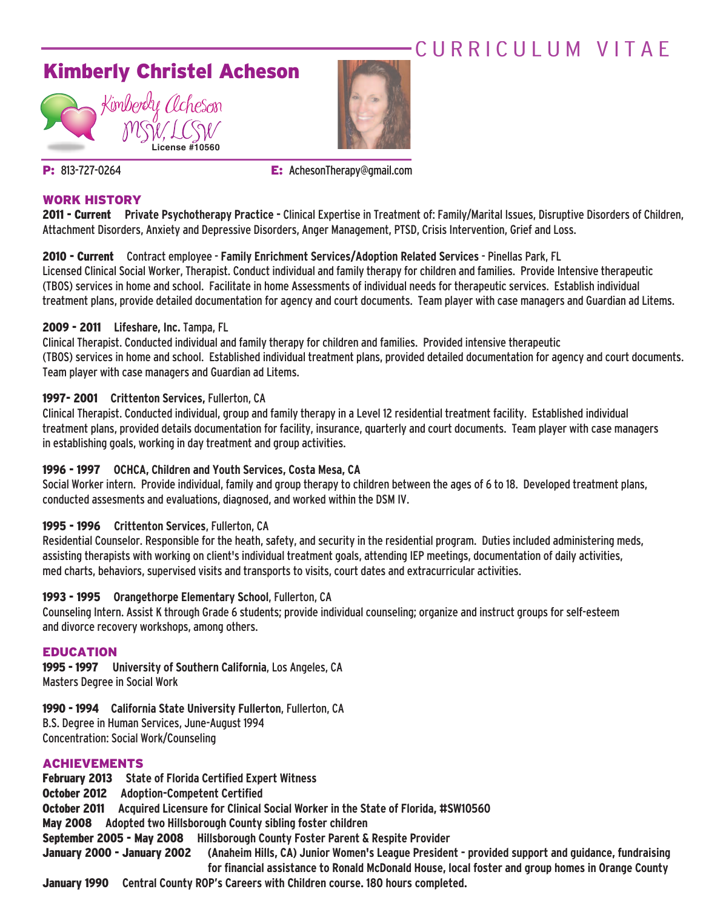# CURRICULUM VITAE

## Kimberly Christel Acheson

Kimberly Acheson
MSW, LCSW
License #10560

**P:** 813-727-0264 **E:** AchesonTherapy@gmail.com

## WORK HISTORY

**2011 - Current** **Private Psychotherapy Practice -** Clinical Expertise in Treatment of: Family/Marital Issues, Disruptive Disorders of Children, Attachment Disorders, Anxiety and Depressive Disorders, Anger Management, PTSD, Crisis Intervention, Grief and Loss.

**2010 - Current** Contract employee - **Family Enrichment Services/Adoption Related Services** - Pinellas Park, FL
Licensed Clinical Social Worker, Therapist. Conduct individual and family therapy for children and families. Provide Intensive therapeutic (TBOS) services in home and school. Facilitate in home Assessments of individual needs for therapeutic services. Establish individual treatment plans, provide detailed documentation for agency and court documents. Team player with case managers and Guardian ad Litems.

**2009 - 2011** **Lifeshare, Inc.** Tampa, FL
Clinical Therapist. Conducted individual and family therapy for children and families. Provided intensive therapeutic (TBOS) services in home and school. Established individual treatment plans, provided detailed documentation for agency and court documents. Team player with case managers and Guardian ad Litems.

**1997- 2001** **Crittenton Services,** Fullerton, CA
Clinical Therapist. Conducted individual, group and family therapy in a Level 12 residential treatment facility. Established individual treatment plans, provided details documentation for facility, insurance, quarterly and court documents. Team player with case managers in establishing goals, working in day treatment and group activities.

**1996 - 1997** **OCHCA, Children and Youth Services, Costa Mesa, CA**
Social Worker intern. Provide individual, family and group therapy to children between the ages of 6 to 18. Developed treatment plans, conducted assesments and evaluations, diagnosed, and worked within the DSM IV.

**1995 - 1996** **Crittenton Services**, Fullerton, CA
Residential Counselor. Responsible for the heath, safety, and security in the residential program. Duties included administering meds, assisting therapists with working on client's individual treatment goals, attending IEP meetings, documentation of daily activities, med charts, behaviors, supervised visits and transports to visits, court dates and extracurricular activities.

**1993 - 1995** **Orangethorpe Elementary School**, Fullerton, CA
Counseling Intern. Assist K through Grade 6 students; provide individual counseling; organize and instruct groups for self-esteem and divorce recovery workshops, among others.

## EDUCATION

**1995 - 1997** **University of Southern California**, Los Angeles, CA
Masters Degree in Social Work

**1990 - 1994** **California State University Fullerton**, Fullerton, CA
B.S. Degree in Human Services, June-August 1994
Concentration: Social Work/Counseling

## ACHIEVEMENTS

**February 2013** **State of Florida Certified Expert Witness**
**October 2012** **Adoption-Competent Certified**
**October 2011** **Acquired Licensure for Clinical Social Worker in the State of Florida, #SW10560**
**May 2008** **Adopted two Hillsborough County sibling foster children**
**September 2005 - May 2008** **Hillsborough County Foster Parent & Respite Provider**
**January 2000 - January 2002** **(Anaheim Hills, CA) Junior Women's League President - provided support and guidance, fundraising for financial assistance to Ronald McDonald House, local foster and group homes in Orange County**
**January 1990** **Central County ROP's Careers with Children course. 180 hours completed.**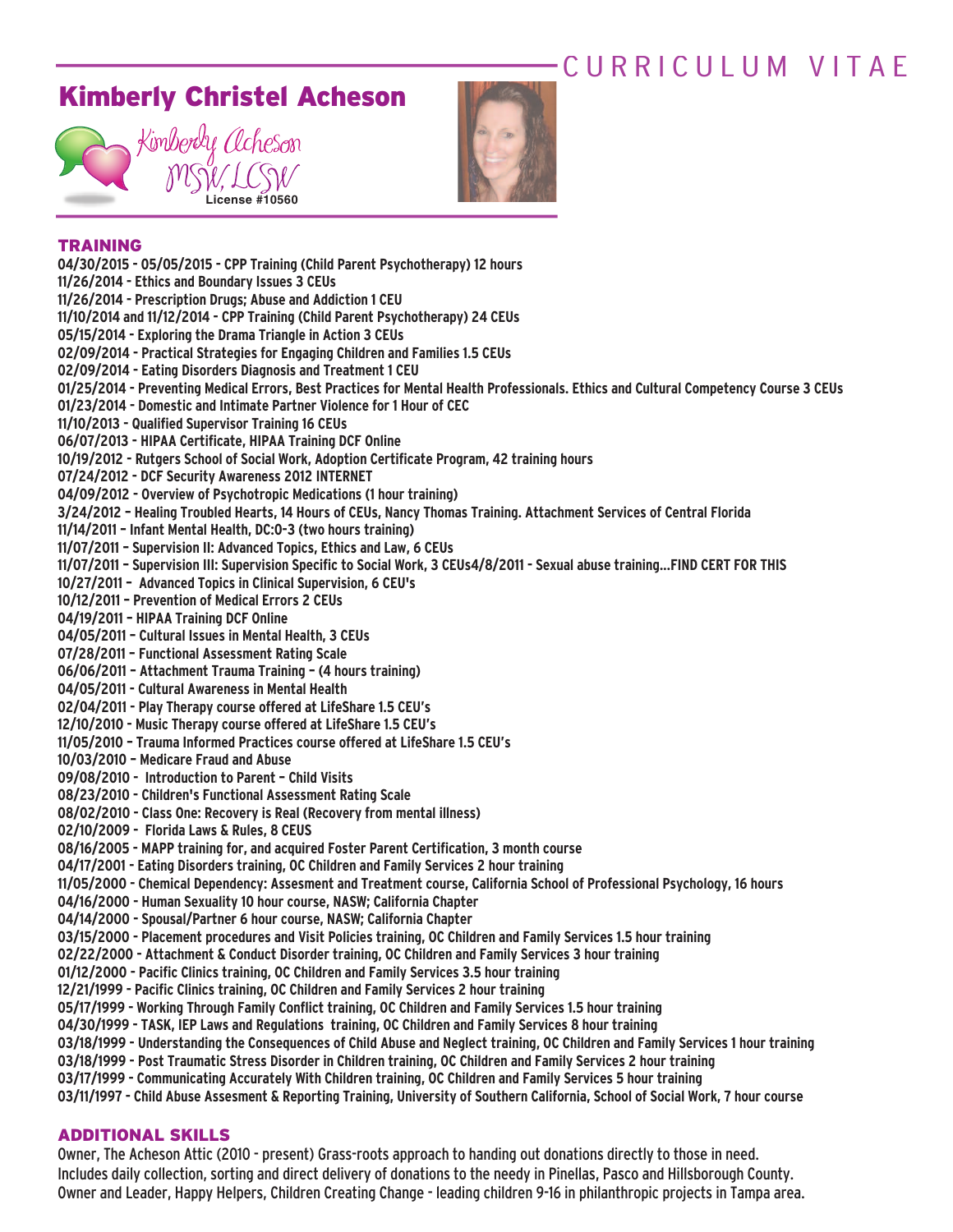# CURRICULUM VITAE

## Kimberly Christel Acheson

Kimberly Acheson
MSW, LCSW
License #10560

### TRAINING

04/30/2015 - 05/05/2015 - CPP Training (Child Parent Psychotherapy) 12 hours
11/26/2014 - Ethics and Boundary Issues 3 CEUs
11/26/2014 - Prescription Drugs; Abuse and Addiction 1 CEU
11/10/2014 and 11/12/2014 - CPP Training (Child Parent Psychotherapy) 24 CEUs
05/15/2014 - Exploring the Drama Triangle in Action 3 CEUs
02/09/2014 - Practical Strategies for Engaging Children and Families 1.5 CEUs
02/09/2014 - Eating Disorders Diagnosis and Treatment 1 CEU
01/25/2014 - Preventing Medical Errors, Best Practices for Mental Health Professionals. Ethics and Cultural Competency Course 3 CEUs
01/23/2014 - Domestic and Intimate Partner Violence for 1 Hour of CEC
11/10/2013 - Qualified Supervisor Training 16 CEUs
06/07/2013 - HIPAA Certificate, HIPAA Training DCF Online
10/19/2012 - Rutgers School of Social Work, Adoption Certificate Program, 42 training hours
07/24/2012 - DCF Security Awareness 2012 INTERNET
04/09/2012 - Overview of Psychotropic Medications (1 hour training)
3/24/2012 - Healing Troubled Hearts, 14 Hours of CEUs, Nancy Thomas Training. Attachment Services of Central Florida
11/14/2011 – Infant Mental Health, DC:0-3 (two hours training)
11/07/2011 – Supervision II: Advanced Topics, Ethics and Law, 6 CEUs
11/07/2011 – Supervision III: Supervision Specific to Social Work, 3 CEUs4/8/2011 - Sexual abuse training...FIND CERT FOR THIS
10/27/2011 – Advanced Topics in Clinical Supervision, 6 CEU's
10/12/2011 – Prevention of Medical Errors 2 CEUs
04/19/2011 – HIPAA Training DCF Online
04/05/2011 – Cultural Issues in Mental Health, 3 CEUs
07/28/2011 – Functional Assessment Rating Scale
06/06/2011 – Attachment Trauma Training – (4 hours training)
04/05/2011 - Cultural Awareness in Mental Health
02/04/2011 - Play Therapy course offered at LifeShare 1.5 CEU's
12/10/2010 - Music Therapy course offered at LifeShare 1.5 CEU's
11/05/2010 – Trauma Informed Practices course offered at LifeShare 1.5 CEU's
10/03/2010 – Medicare Fraud and Abuse
09/08/2010 - Introduction to Parent – Child Visits
08/23/2010 - Children's Functional Assessment Rating Scale
08/02/2010 - Class One: Recovery is Real (Recovery from mental illness)
02/10/2009 - Florida Laws & Rules, 8 CEUS
08/16/2005 - MAPP training for, and acquired Foster Parent Certification, 3 month course
04/17/2001 - Eating Disorders training, OC Children and Family Services 2 hour training
11/05/2000 - Chemical Dependency: Assesment and Treatment course, California School of Professional Psychology, 16 hours
04/16/2000 - Human Sexuality 10 hour course, NASW; California Chapter
04/14/2000 - Spousal/Partner 6 hour course, NASW; California Chapter
03/15/2000 - Placement procedures and Visit Policies training, OC Children and Family Services 1.5 hour training
02/22/2000 - Attachment & Conduct Disorder training, OC Children and Family Services 3 hour training
01/12/2000 - Pacific Clinics training, OC Children and Family Services 3.5 hour training
12/21/1999 - Pacific Clinics training, OC Children and Family Services 2 hour training
05/17/1999 - Working Through Family Conflict training, OC Children and Family Services 1.5 hour training
04/30/1999 - TASK, IEP Laws and Regulations training, OC Children and Family Services 8 hour training
03/18/1999 - Understanding the Consequences of Child Abuse and Neglect training, OC Children and Family Services 1 hour training
03/18/1999 - Post Traumatic Stress Disorder in Children training, OC Children and Family Services 2 hour training
03/17/1999 - Communicating Accurately With Children training, OC Children and Family Services 5 hour training
03/11/1997 - Child Abuse Assesment & Reporting Training, University of Southern California, School of Social Work, 7 hour course

### ADDITIONAL SKILLS

Owner, The Acheson Attic (2010 - present) Grass-roots approach to handing out donations directly to those in need. Includes daily collection, sorting and direct delivery of donations to the needy in Pinellas, Pasco and Hillsborough County.
Owner and Leader, Happy Helpers, Children Creating Change - leading children 9-16 in philanthropic projects in Tampa area.